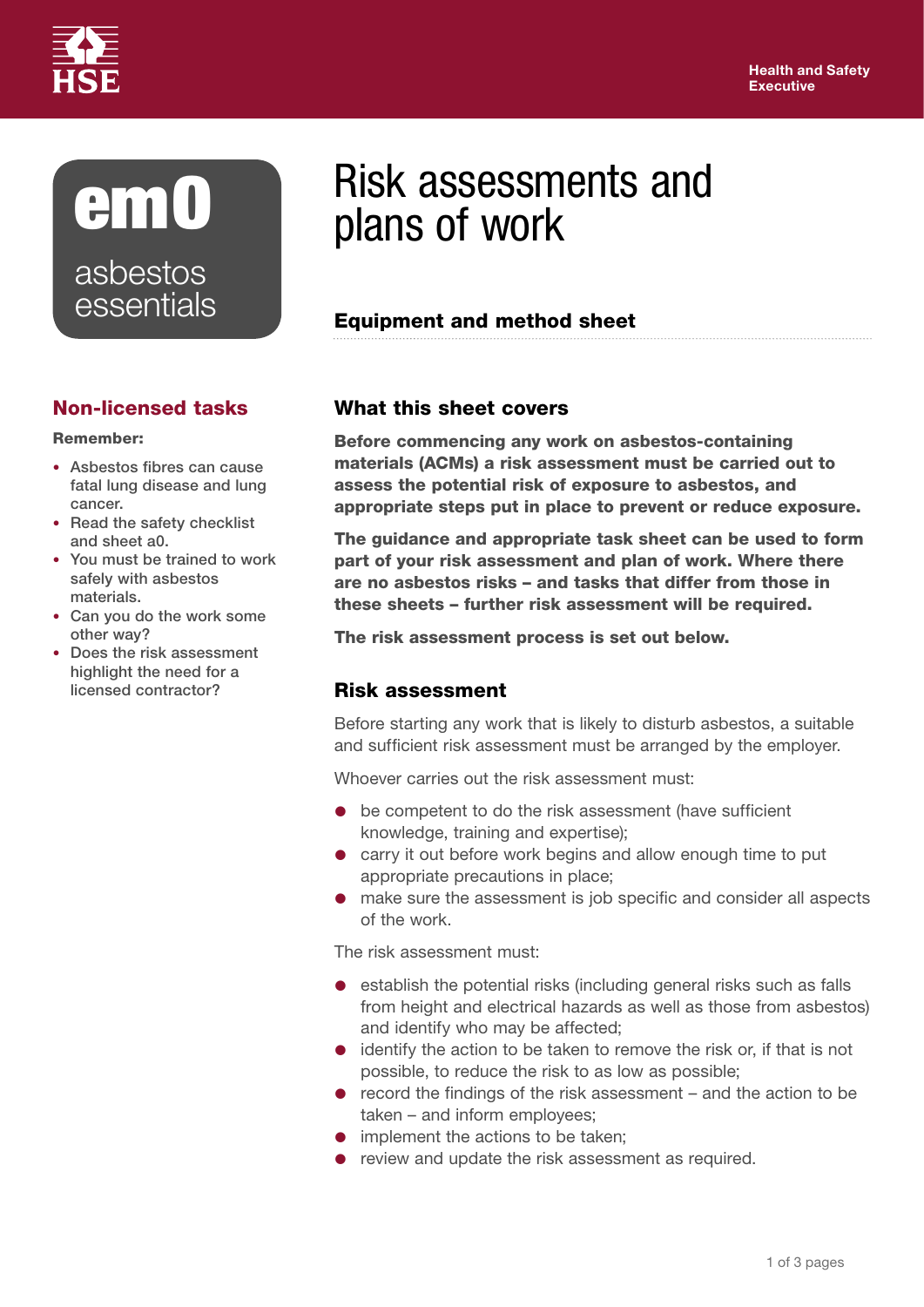Health and Safety Executive

# em0 asbestos essentials

# Risk assessments and plans of work

## Equipment and method sheet

## Non-licensed tasks

**Remember:**

- Asbestos fibres can cause fatal lung disease and lung cancer.
- Read the safety checklist and sheet a0.
- You must be trained to work safely with asbestos materials.
- Can you do the work some other way?
- Does the risk assessment highlight the need for a licensed contractor?

## What this sheet covers

**Before commencing any work on asbestos-containing materials (ACMs) a risk assessment must be carried out to assess the potential risk of exposure to asbestos, and appropriate steps put in place to prevent or reduce exposure.**

**The guidance and appropriate task sheet can be used to form part of your risk assessment and plan of work. Where there are no asbestos risks – and tasks that differ from those in these sheets – further risk assessment will be required.**

**The risk assessment process is set out below.**

## Risk assessment

Before starting any work that is likely to disturb asbestos, a suitable and sufficient risk assessment must be arranged by the employer.

Whoever carries out the risk assessment must:

- be competent to do the risk assessment (have sufficient knowledge, training and expertise);
- carry it out before work begins and allow enough time to put appropriate precautions in place;
- make sure the assessment is job specific and consider all aspects of the work.

The risk assessment must:

- establish the potential risks (including general risks such as falls from height and electrical hazards as well as those from asbestos) and identify who may be affected;
- identify the action to be taken to remove the risk or, if that is not possible, to reduce the risk to as low as possible;
- record the findings of the risk assessment – and the action to be taken – and inform employees;
- implement the actions to be taken;
- review and update the risk assessment as required.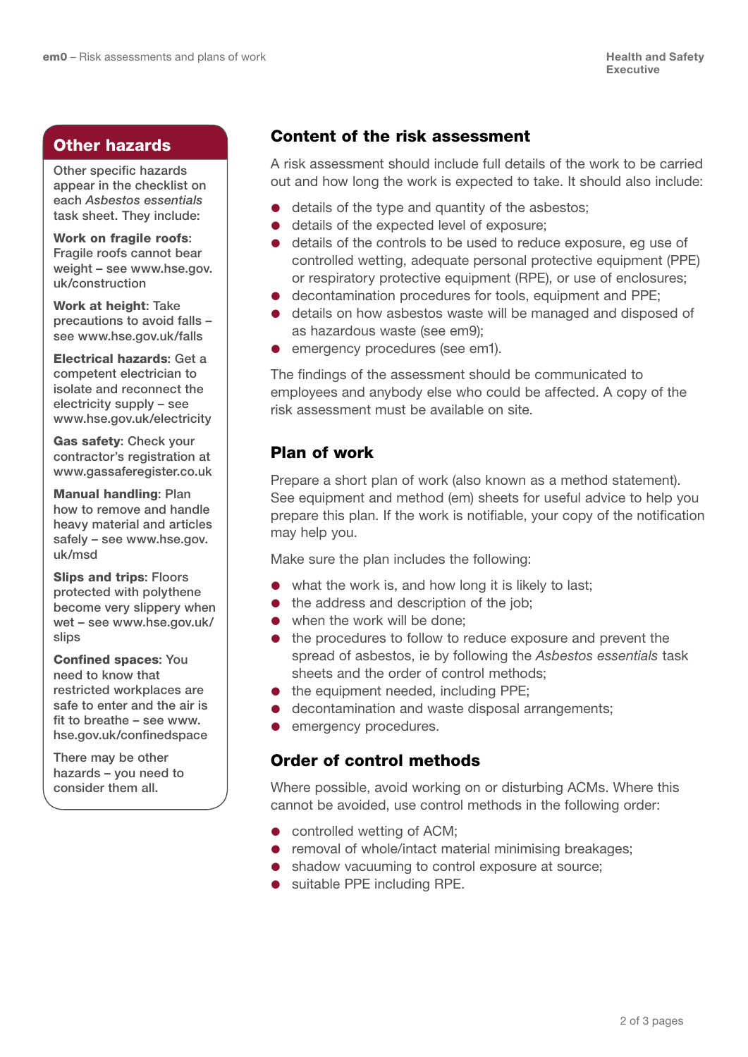## Other hazards

Other specific hazards appear in the checklist on each *Asbestos essentials* task sheet. They include:

**Work on fragile roofs:** Fragile roofs cannot bear weight – see www.hse.gov.uk/construction

**Work at height**: Take precautions to avoid falls – see www.hse.gov.uk/falls

**Electrical hazards**: Get a competent electrician to isolate and reconnect the electricity supply – see www.hse.gov.uk/electricity

**Gas safety**: Check your contractor's registration at www.gassaferegister.co.uk

**Manual handling**: Plan how to remove and handle heavy material and articles safely – see www.hse.gov.uk/msd

**Slips and trips**: Floors protected with polythene become very slippery when wet – see www.hse.gov.uk/slips

**Confined spaces**: You need to know that restricted workplaces are safe to enter and the air is fit to breathe – see www.hse.gov.uk/confinedspace

There may be other hazards – you need to consider them all.

## Content of the risk assessment

A risk assessment should include full details of the work to be carried out and how long the work is expected to take. It should also include:

- details of the type and quantity of the asbestos;
- details of the expected level of exposure;
- details of the controls to be used to reduce exposure, eg use of controlled wetting, adequate personal protective equipment (PPE) or respiratory protective equipment (RPE), or use of enclosures;
- decontamination procedures for tools, equipment and PPE;
- details on how asbestos waste will be managed and disposed of as hazardous waste (see em9);
- emergency procedures (see em1).

The findings of the assessment should be communicated to employees and anybody else who could be affected. A copy of the risk assessment must be available on site.

## Plan of work

Prepare a short plan of work (also known as a method statement). See equipment and method (em) sheets for useful advice to help you prepare this plan. If the work is notifiable, your copy of the notification may help you.

Make sure the plan includes the following:

- what the work is, and how long it is likely to last;
- the address and description of the job;
- when the work will be done;
- the procedures to follow to reduce exposure and prevent the spread of asbestos, ie by following the *Asbestos essentials* task sheets and the order of control methods;
- the equipment needed, including PPE;
- decontamination and waste disposal arrangements;
- emergency procedures.

## Order of control methods

Where possible, avoid working on or disturbing ACMs. Where this cannot be avoided, use control methods in the following order:

- controlled wetting of ACM;
- removal of whole/intact material minimising breakages;
- shadow vacuuming to control exposure at source;
- suitable PPE including RPE.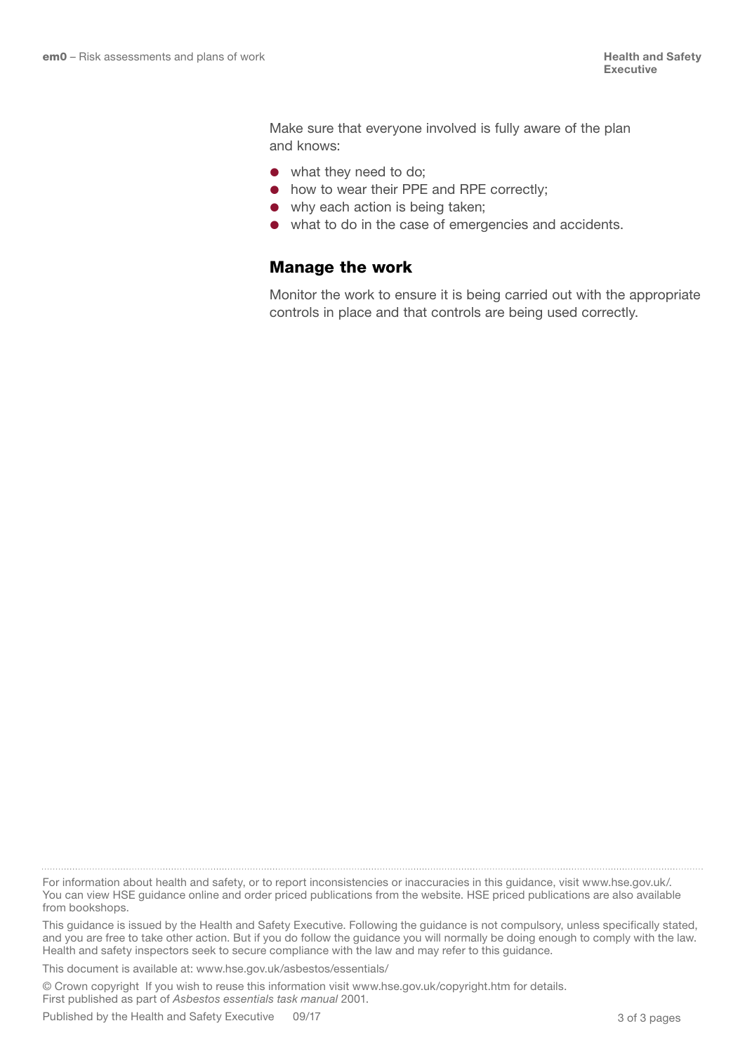Make sure that everyone involved is fully aware of the plan and knows:

- what they need to do;
- how to wear their PPE and RPE correctly;
- why each action is being taken;
- what to do in the case of emergencies and accidents.

## Manage the work

Monitor the work to ensure it is being carried out with the appropriate controls in place and that controls are being used correctly.

For information about health and safety, or to report inconsistencies or inaccuracies in this guidance, visit www.hse.gov.uk/. You can view HSE guidance online and order priced publications from the website. HSE priced publications are also available from bookshops.

This guidance is issued by the Health and Safety Executive. Following the guidance is not compulsory, unless specifically stated, and you are free to take other action. But if you do follow the guidance you will normally be doing enough to comply with the law. Health and safety inspectors seek to secure compliance with the law and may refer to this guidance.

This document is available at: www.hse.gov.uk/asbestos/essentials/

© Crown copyright If you wish to reuse this information visit www.hse.gov.uk/copyright.htm for details. First published as part of *Asbestos essentials task manual* 2001.

Published by the Health and Safety Executive 09/17